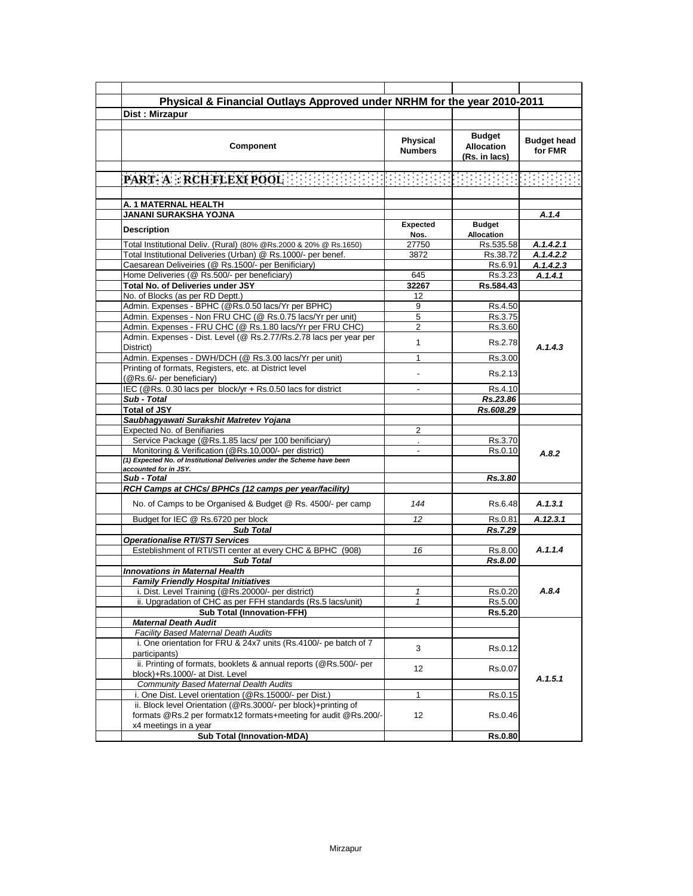## Physical & Financial Outlays Approved under NRHM for the year 2010-2011

**Dist : Mirzapur**

| Component | Physical Numbers | Budget Allocation (Rs. in lacs) | Budget head for FMR |
|---|---|---|---|
| **PART- A : RCH FLEXI POOL** | | | |
| **A. 1 MATERNAL HEALTH** | | | |
| **JANANI SURAKSHA YOJNA** | | | *A.1.4* |
| **Description** | **Expected Nos.** | **Budget Allocation** | |
| Total Institutional Deliv. (Rural) (80% @Rs.2000 & 20% @ Rs.1650) | 27750 | Rs.535.58 | *A.1.4.2.1* |
| Total Institutional Deliveries (Urban) @ Rs.1000/- per benef. | 3872 | Rs.38.72 | *A.1.4.2.2* |
| Caesarean Deliveiries (@ Rs.1500/- per Benificiary) | | Rs.6.91 | *A.1.4.2.3* |
| Home Deliveries (@ Rs.500/- per beneficiary) | 645 | Rs.3.23 | *A.1.4.1* |
| **Total No. of Deliveries under JSY** | **32267** | **Rs.584.43** | |
| No. of Blocks (as per RD Deptt.) | 12 | | |
| Admin. Expenses - BPHC (@Rs.0.50 lacs/Yr per BPHC) | 9 | Rs.4.50 | *A.1.4.3* |
| Admin. Expenses - Non FRU CHC (@ Rs.0.75 lacs/Yr per unit) | 5 | Rs.3.75 | |
| Admin. Expenses - FRU CHC (@ Rs.1.80 lacs/Yr per FRU CHC) | 2 | Rs.3.60 | |
| Admin. Expenses - Dist. Level (@ Rs.2.77/Rs.2.78 lacs per year per District) | 1 | Rs.2.78 | |
| Admin. Expenses - DWH/DCH (@ Rs.3.00 lacs/Yr per unit) | 1 | Rs.3.00 | |
| Printing of formats, Registers, etc. at District level (@Rs.6/- per beneficiary) | - | Rs.2.13 | |
| IEC (@Rs. 0.30 lacs per block/yr + Rs.0.50 lacs for district | - | Rs.4.10 | |
| ***Sub - Total*** | | ***Rs.23.86*** | |
| **Total of JSY** | | ***Rs.608.29*** | |
| ***Saubhagyawati Surakshit Matretev Yojana*** | | | |
| Expected No. of Benifiaries | 2 | | *A.8.2* |
| Service Package (@Rs.1.85 lacs/ per 100 benificiary) | . | Rs.3.70 | |
| Monitoring & Verification (@Rs.10,000/- per district) | - | Rs.0.10 | |
| ***(1) Expected No. of Institutional Deliveries under the Scheme have been accounted for in JSY.*** | | | |
| ***Sub - Total*** | | ***Rs.3.80*** | |
| ***RCH Camps at CHCs/ BPHCs (12 camps per year/facility)*** | | | |
| No. of Camps to be Organised & Budget @ Rs. 4500/- per camp | *144* | Rs.6.48 | *A.1.3.1* |
| Budget for IEC @ Rs.6720 per block | *12* | Rs.0.81 | *A.12.3.1* |
| ***Sub Total*** | | ***Rs.7.29*** | |
| ***Operationalise RTI/STI Services*** | | | |
| Esteblishment of RTI/STI center at every CHC & BPHC (908) | *16* | Rs.8.00 | *A.1.1.4* |
| ***Sub Total*** | | ***Rs.8.00*** | |
| ***Innovations in Maternal Health*** | | | |
| ***Family Friendly Hospital Initiatives*** | | | *A.8.4* |
| *i. Dist. Level Training (@Rs.20000/- per district)* | *1* | Rs.0.20 | |
| *ii. Upgradation of CHC as per FFH standards (Rs.5 lacs/unit)* | *1* | Rs.5.00 | |
| **Sub Total (Innovation-FFH)** | | **Rs.5.20** | |
| ***Maternal Death Audit*** | | | *A.1.5.1* |
| *Facility Based Maternal Death Audits* | | | |
| i. One orientation for FRU & 24x7 units (Rs.4100/- pe batch of 7 participants) | 3 | Rs.0.12 | |
| ii. Printing of formats, booklets & annual reports (@Rs.500/- per block)+Rs.1000/- at Dist. Level | 12 | Rs.0.07 | |
| *Community Based Maternal Dealth Audits* | | | |
| i. One Dist. Level orientation (@Rs.15000/- per Dist.) | 1 | Rs.0.15 | |
| ii. Block level Orientation (@Rs.3000/- per block)+printing of formats @Rs.2 per formatx12 formats+meeting for audit @Rs.200/- x4 meetings in a year | 12 | Rs.0.46 | |
| **Sub Total (Innovation-MDA)** | | **Rs.0.80** | |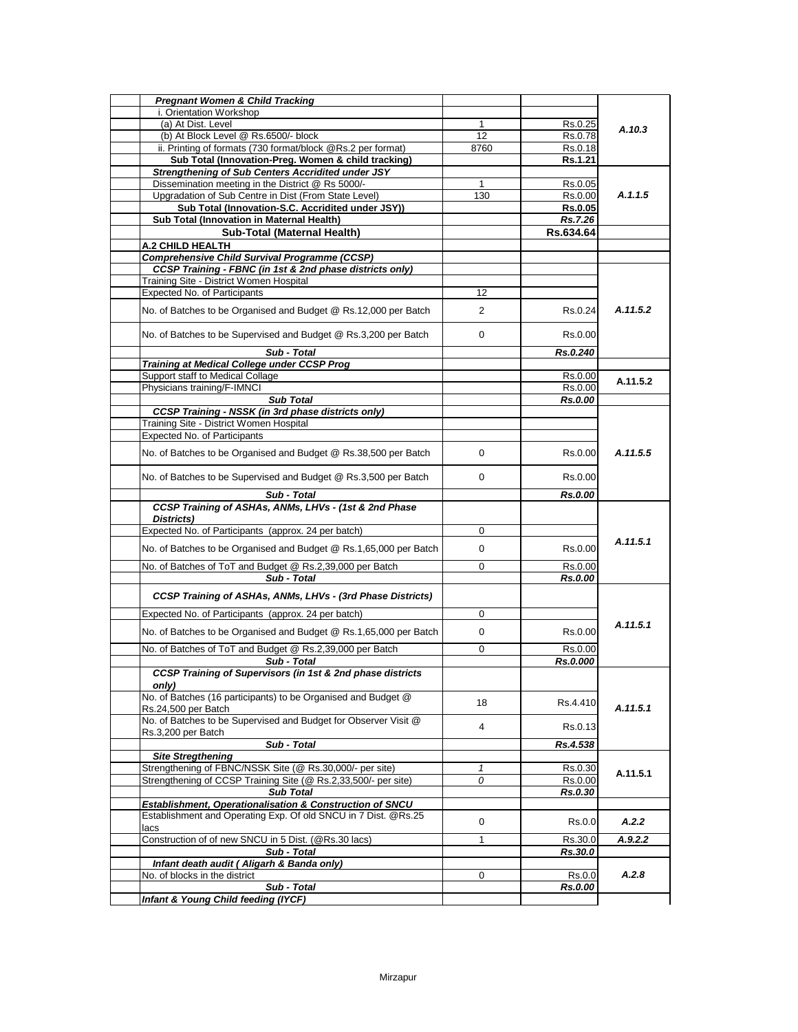| Activity | Quantity | Amount | Code |
|---|---|---|---|
| ***Pregnant Women & Child Tracking*** | | | |
| i. Orientation Workshop | | | A.10.3 |
| (a) At Dist. Level | 1 | Rs.0.25 | |
| (b) At Block Level @ Rs.6500/- block | 12 | Rs.0.78 | |
| ii. Printing of formats (730 format/block @Rs.2 per format) | 8760 | Rs.0.18 | |
| **Sub Total (Innovation-Preg. Women & child tracking)** | | **Rs.1.21** | |
| ***Strengthening of Sub Centers Accridited under JSY*** | | | A.1.1.5 |
| Dissemination meeting in the District @ Rs 5000/- | 1 | Rs.0.05 | |
| Upgradation of Sub Centre in Dist (From State Level) | 130 | Rs.0.00 | |
| **Sub Total (Innovation-S.C. Accridited under JSY))** | | **Rs.0.05** | |
| **Sub Total (Innovation in Maternal Health)** | | ***Rs.7.26*** | |
| **Sub-Total (Maternal Health)** | | **Rs.634.64** | |
| **A.2 CHILD HEALTH** | | | |
| ***Comprehensive Child Survival Programme (CCSP)*** | | | |
| ***CCSP Training - FBNC (in 1st & 2nd phase districts only)*** | | | A.11.5.2 |
| Training Site - District Women Hospital | | | |
| Expected No. of Participants | 12 | | |
| No. of Batches to be Organised and Budget @ Rs.12,000 per Batch | 2 | Rs.0.24 | |
| No. of Batches to be Supervised and Budget @ Rs.3,200 per Batch | 0 | Rs.0.00 | |
| ***Sub - Total*** | | ***Rs.0.240*** | |
| ***Training at Medical College under CCSP Prog*** | | | |
| Support staff to Medical Collage | | Rs.0.00 | A.11.5.2 |
| Physicians training/F-IMNCI | | Rs.0.00 | |
| ***Sub Total*** | | ***Rs.0.00*** | |
| ***CCSP Training - NSSK (in 3rd phase districts only)*** | | | A.11.5.5 |
| Training Site - District Women Hospital | | | |
| Expected No. of Participants | | | |
| No. of Batches to be Organised and Budget @ Rs.38,500 per Batch | 0 | Rs.0.00 | |
| No. of Batches to be Supervised and Budget @ Rs.3,500 per Batch | 0 | Rs.0.00 | |
| ***Sub - Total*** | | ***Rs.0.00*** | |
| ***CCSP Training of ASHAs, ANMs, LHVs - (1st & 2nd Phase Districts)*** | | | A.11.5.1 |
| Expected No. of Participants (approx. 24 per batch) | 0 | | |
| No. of Batches to be Organised and Budget @ Rs.1,65,000 per Batch | 0 | Rs.0.00 | |
| No. of Batches of ToT and Budget @ Rs.2,39,000 per Batch | 0 | Rs.0.00 | |
| ***Sub - Total*** | | ***Rs.0.00*** | |
| ***CCSP Training of ASHAs, ANMs, LHVs - (3rd Phase Districts)*** | | | A.11.5.1 |
| Expected No. of Participants (approx. 24 per batch) | 0 | | |
| No. of Batches to be Organised and Budget @ Rs.1,65,000 per Batch | 0 | Rs.0.00 | |
| No. of Batches of ToT and Budget @ Rs.2,39,000 per Batch | 0 | Rs.0.00 | |
| ***Sub - Total*** | | ***Rs.0.000*** | |
| ***CCSP Training of Supervisors (in 1st & 2nd phase districts only)*** | | | A.11.5.1 |
| No. of Batches (16 participants) to be Organised and Budget @ Rs.24,500 per Batch | 18 | Rs.4.410 | |
| No. of Batches to be Supervised and Budget for Observer Visit @ Rs.3,200 per Batch | 4 | Rs.0.13 | |
| ***Sub - Total*** | | ***Rs.4.538*** | |
| ***Site Stregthening*** | | | A.11.5.1 |
| Strengthening of FBNC/NSSK Site (@ Rs.30,000/- per site) | *1* | Rs.0.30 | |
| Strengthening of CCSP Training Site (@ Rs.2,33,500/- per site) | *0* | Rs.0.00 | |
| ***Sub Total*** | | ***Rs.0.30*** | |
| ***Establishment, Operationalisation & Construction of SNCU*** | | | |
| Establishment and Operating Exp. Of old SNCU in 7 Dist. @Rs.25 lacs | 0 | Rs.0.0 | *A.2.2* |
| Construction of of new SNCU in 5 Dist. (@Rs.30 lacs) | 1 | Rs.30.0 | *A.9.2.2* |
| ***Sub - Total*** | | ***Rs.30.0*** | |
| ***Infant death audit ( Aligarh & Banda only)*** | | | A.2.8 |
| No. of blocks in the district | 0 | Rs.0.0 | |
| ***Sub - Total*** | | ***Rs.0.00*** | |
| ***Infant & Young Child feeding (IYCF)*** | | | |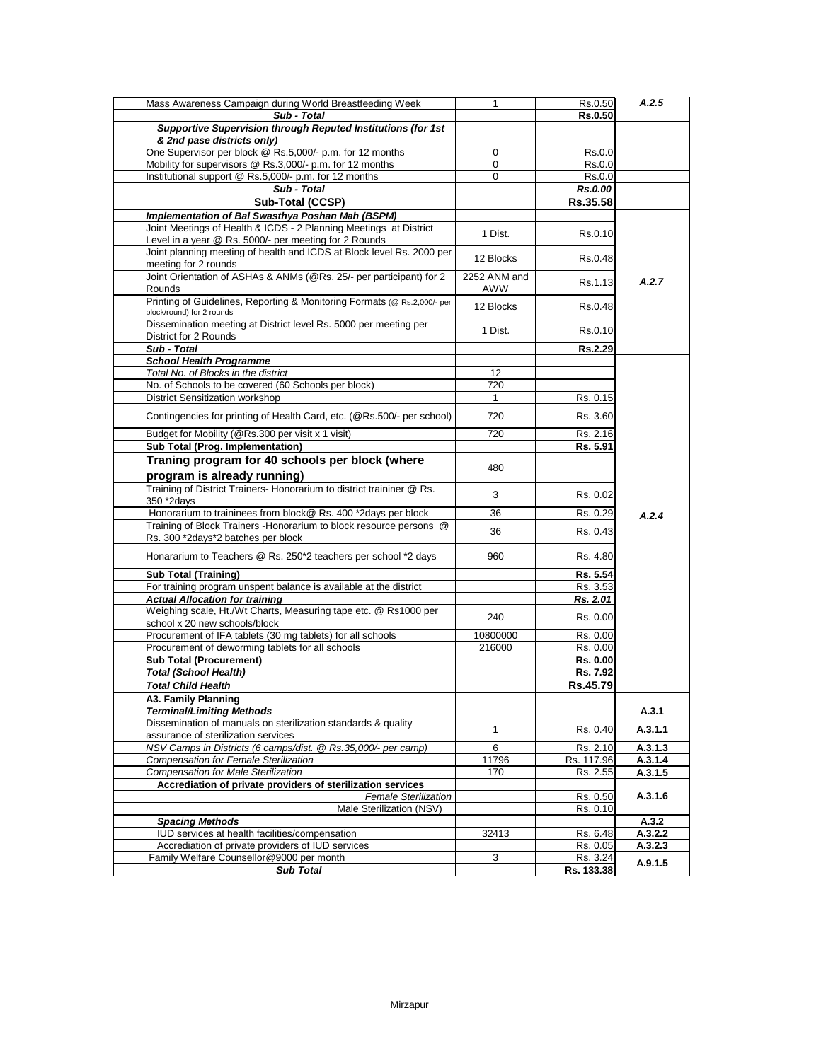| | | | | |
|---|---|---|---|---|
| | Mass Awareness Campaign during World Breastfeeding Week | 1 | Rs.0.50 | *A.2.5* |
| | ***Sub - Total*** | | **Rs.0.50** | |
| | ***Supportive Supervision through Reputed Institutions (for 1st & 2nd pase districts only)*** | | | |
| | One Supervisor per block @ Rs.5,000/- p.m. for 12 months | 0 | Rs.0.0 | |
| | Mobility for supervisors @ Rs.3,000/- p.m. for 12 months | 0 | Rs.0.0 | |
| | Institutional support @ Rs.5,000/- p.m. for 12 months | 0 | Rs.0.0 | |
| | ***Sub - Total*** | | ***Rs.0.00*** | |
| | **Sub-Total (CCSP)** | | **Rs.35.58** | |
| | ***Implementation of Bal Swasthya Poshan Mah (BSPM)*** | | | |
| | Joint Meetings of Health & ICDS - 2 Planning Meetings at District Level in a year @ Rs. 5000/- per meeting for 2 Rounds | 1 Dist. | Rs.0.10 | *A.2.7* |
| | Joint planning meeting of health and ICDS at Block level Rs. 2000 per meeting for 2 rounds | 12 Blocks | Rs.0.48 | |
| | Joint Orientation of ASHAs & ANMs (@Rs. 25/- per participant) for 2 Rounds | 2252 ANM and AWW | Rs.1.13 | |
| | Printing of Guidelines, Reporting & Monitoring Formats (@ Rs.2,000/- per block/round) for 2 rounds | 12 Blocks | Rs.0.48 | |
| | Dissemination meeting at District level Rs. 5000 per meeting per District for 2 Rounds | 1 Dist. | Rs.0.10 | |
| | ***Sub - Total*** | | **Rs.2.29** | |
| | ***School Health Programme*** | | | *A.2.4* |
| | *Total No. of Blocks in the district* | 12 | | |
| | No. of Schools to be covered (60 Schools per block) | 720 | | |
| | District Sensitization workshop | 1 | Rs. 0.15 | |
| | Contingencies for printing of Health Card, etc. (@Rs.500/- per school) | 720 | Rs. 3.60 | |
| | Budget for Mobility (@Rs.300 per visit x 1 visit) | 720 | Rs. 2.16 | |
| | **Sub Total (Prog. Implementation)** | | **Rs. 5.91** | |
| | **Traning program for 40 schools per block (where program is already running)** | 480 | | |
| | Training of District Trainers- Honorarium to district traininer @ Rs. 350 *2days | 3 | Rs. 0.02 | |
| | Honorarium to traininees from block@ Rs. 400 *2days per block | 36 | Rs. 0.29 | |
| | Training of Block Trainers -Honorarium to block resource persons @ Rs. 300 *2days*2 batches per block | 36 | Rs. 0.43 | |
| | Honararium to Teachers @ Rs. 250*2 teachers per school *2 days | 960 | Rs. 4.80 | |
| | **Sub Total (Training)** | | **Rs. 5.54** | |
| | For training program unspent balance is available at the district | | Rs. 3.53 | |
| | ***Actual Allocation for training*** | | ***Rs. 2.01*** | |
| | Weighing scale, Ht./Wt Charts, Measuring tape etc. @ Rs1000 per school x 20 new schools/block | 240 | Rs. 0.00 | |
| | Procurement of IFA tablets (30 mg tablets) for all schools | 10800000 | Rs. 0.00 | |
| | Procurement of deworming tablets for all schools | 216000 | Rs. 0.00 | |
| | **Sub Total (Procurement)** | | **Rs. 0.00** | |
| | ***Total (School Health)*** | | **Rs. 7.92** | |
| | ***Total Child Health*** | | **Rs.45.79** | |
| | **A3. Family Planning** | | | |
| | ***Terminal/Limiting Methods*** | | | **A.3.1** |
| | Dissemination of manuals on sterilization standards & quality assurance of sterilization services | 1 | Rs. 0.40 | **A.3.1.1** |
| | *NSV Camps in Districts (6 camps/dist. @ Rs.35,000/- per camp)* | 6 | Rs. 2.10 | **A.3.1.3** |
| | *Compensation for Female Sterilization* | 11796 | Rs. 117.96 | **A.3.1.4** |
| | *Compensation for Male Sterilization* | 170 | Rs. 2.55 | **A.3.1.5** |
| | **Accrediation of private providers of sterilization services** | | | **A.3.1.6** |
| | *Female Sterilization* | | Rs. 0.50 | |
| | Male Sterilization (NSV) | | Rs. 0.10 | |
| | ***Spacing Methods*** | | | **A.3.2** |
| | IUD services at health facilities/compensation | 32413 | Rs. 6.48 | **A.3.2.2** |
| | Accrediation of private providers of IUD services | | Rs. 0.05 | **A.3.2.3** |
| | Family Welfare Counsellor@9000 per month | 3 | Rs. 3.24 | **A.9.1.5** |
| | ***Sub Total*** | | **Rs. 133.38** | |

Mirzapur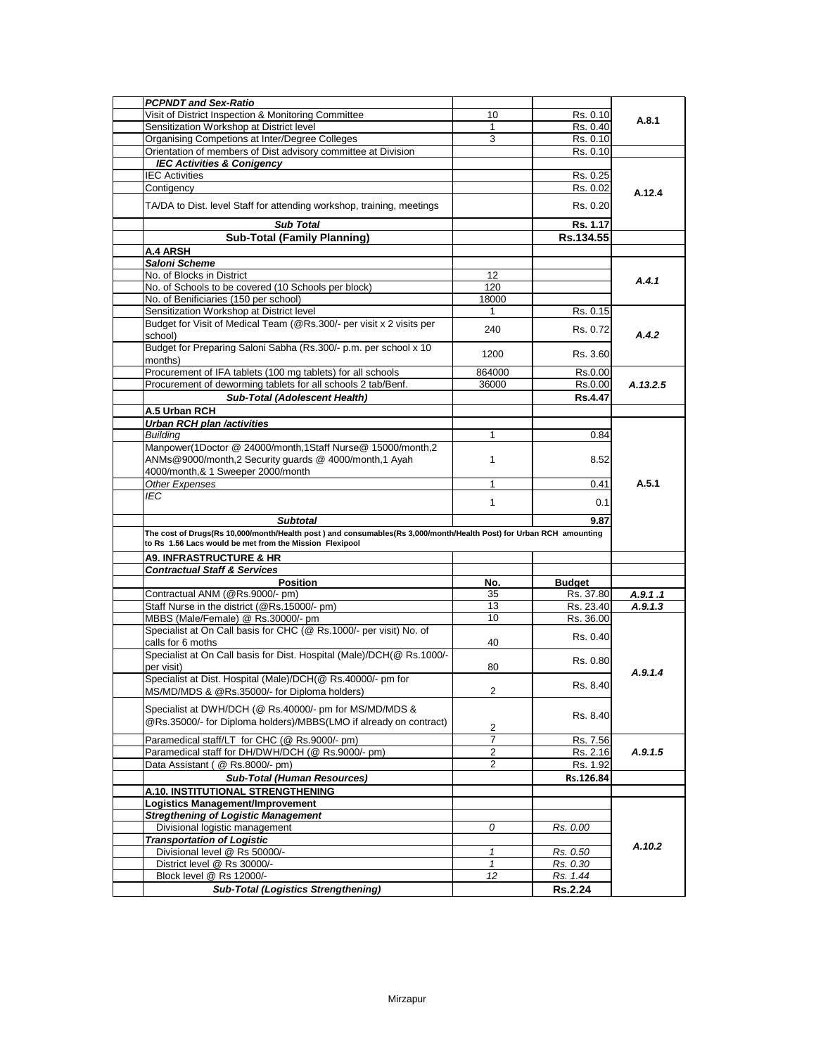| | | | |
|---|---|---|---|
| ***PCPNDT and Sex-Ratio*** | | | |
| Visit of District Inspection & Monitoring Committee | 10 | Rs. 0.10 | A.8.1 |
| Sensitization Workshop at District level | 1 | Rs. 0.40 | |
| Organising Competions at Inter/Degree Colleges | 3 | Rs. 0.10 | |
| Orientation of members of Dist advisory committee at Division | | Rs. 0.10 | |
| ***IEC Activities & Conigency*** | | | |
| IEC Activities | | Rs. 0.25 | A.12.4 |
| Contigency | | Rs. 0.02 | |
| TA/DA to Dist. level Staff for attending workshop, training, meetings | | Rs. 0.20 | |
| ***Sub Total*** | | **Rs. 1.17** | |
| **Sub-Total (Family Planning)** | | **Rs.134.55** | |
| **A.4 ARSH** | | | |
| ***Saloni Scheme*** | | | |
| No. of Blocks in District | 12 | | *A.4.1* |
| No. of Schools to be covered (10 Schools per block) | 120 | | |
| No. of Benificiaries (150 per school) | 18000 | | |
| Sensitization Workshop at District level | 1 | Rs. 0.15 | *A.4.2* |
| Budget for Visit of Medical Team (@Rs.300/- per visit x 2 visits per school) | 240 | Rs. 0.72 | |
| Budget for Preparing Saloni Sabha (Rs.300/- p.m. per school x 10 months) | 1200 | Rs. 3.60 | |
| Procurement of IFA tablets (100 mg tablets) for all schools | 864000 | Rs.0.00 | *A.13.2.5* |
| Procurement of deworming tablets for all schools 2 tab/Benf. | 36000 | Rs.0.00 | |
| ***Sub-Total (Adolescent Health)*** | | **Rs.4.47** | |
| **A.5 Urban RCH** | | | |
| ***Urban RCH plan /activities*** | | | |
| *Building* | 1 | 0.84 | A.5.1 |
| Manpower(1Doctor @ 24000/month,1Staff Nurse@ 15000/month,2 ANMs@9000/month,2 Security guards @ 4000/month,1 Ayah 4000/month,& 1 Sweeper 2000/month | 1 | 8.52 | |
| *Other Expenses* | 1 | 0.41 | |
| *IEC* | 1 | 0.1 | |
| ***Subtotal*** | | **9.87** | |
| **The cost of Drugs(Rs 10,000/month/Health post ) and consumables(Rs 3,000/month/Health Post) for Urban RCH amounting to Rs 1.56 Lacs would be met from the Mission Flexipool** | | | |
| **A9. INFRASTRUCTURE & HR** | | | |
| ***Contractual Staff & Services*** | | | |
| **Position** | **No.** | **Budget** | |
| Contractual ANM (@Rs.9000/- pm) | 35 | Rs. 37.80 | ***A.9.1 .1*** |
| Staff Nurse in the district (@Rs.15000/- pm) | 13 | Rs. 23.40 | ***A.9.1.3*** |
| MBBS (Male/Female) @ Rs.30000/- pm | 10 | Rs. 36.00 | *A.9.1.4* |
| Specialist at On Call basis for CHC (@ Rs.1000/- per visit) No. of calls for 6 moths | 40 | Rs. 0.40 | |
| Specialist at On Call basis for Dist. Hospital (Male)/DCH(@ Rs.1000/- per visit) | 80 | Rs. 0.80 | |
| Specialist at Dist. Hospital (Male)/DCH(@ Rs.40000/- pm for MS/MD/MDS & @Rs.35000/- for Diploma holders) | 2 | Rs. 8.40 | |
| Specialist at DWH/DCH (@ Rs.40000/- pm for MS/MD/MDS & @Rs.35000/- for Diploma holders)/MBBS(LMO if already on contract) | 2 | Rs. 8.40 | |
| Paramedical staff/LT for CHC (@ Rs.9000/- pm) | 7 | Rs. 7.56 | *A.9.1.5* |
| Paramedical staff for DH/DWH/DCH (@ Rs.9000/- pm) | 2 | Rs. 2.16 | |
| Data Assistant ( @ Rs.8000/- pm) | 2 | Rs. 1.92 | |
| ***Sub-Total (Human Resources)*** | | **Rs.126.84** | |
| **A.10. INSTITUTIONAL STRENGTHENING** | | | |
| **Logistics Management/Improvement** | | | A.10.2 |
| ***Stregthening of Logistic Management*** | | | |
| Divisional logistic management | *0* | *Rs. 0.00* | |
| ***Transportation of Logistic*** | | | |
| Divisional level @ Rs 50000/- | *1* | *Rs. 0.50* | |
| District level @ Rs 30000/- | *1* | *Rs. 0.30* | |
| Block level @ Rs 12000/- | *12* | *Rs. 1.44* | |
| ***Sub-Total (Logistics Strengthening)*** | | **Rs.2.24** | |

Mirzapur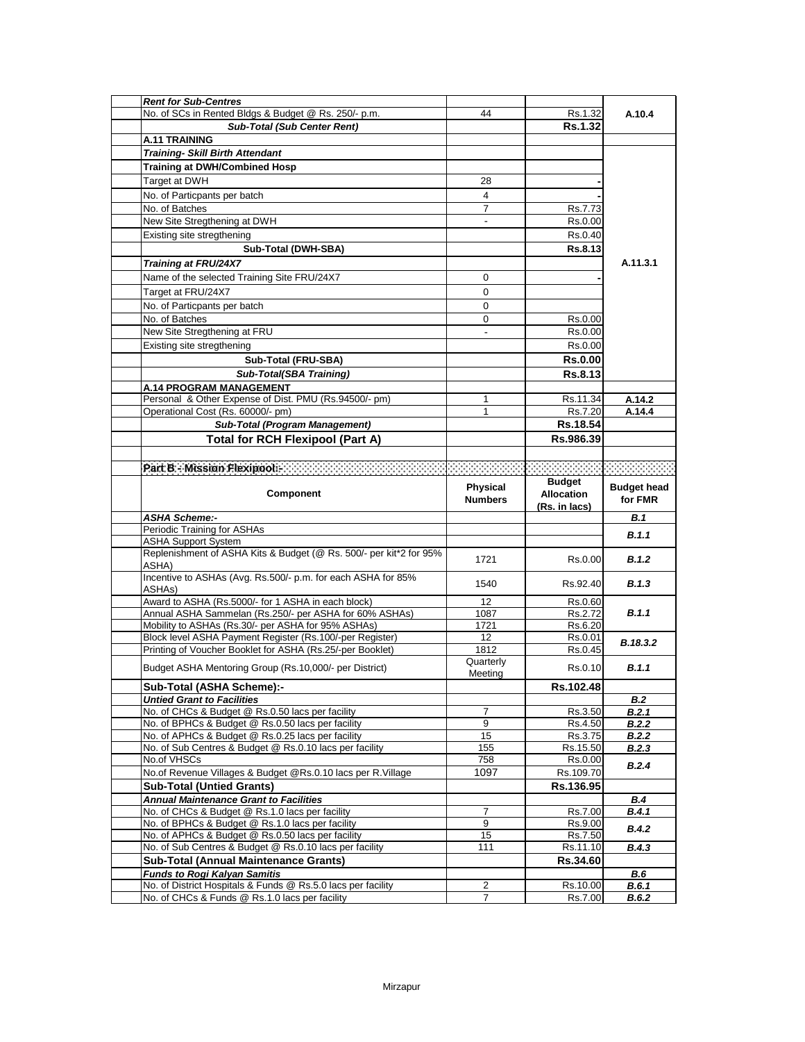| | | | |
|---|---|---|---|
| ***Rent for Sub-Centres*** | | | |
| No. of SCs in Rented Bldgs & Budget @ Rs. 250/- p.m. | 44 | Rs.1.32 | A.10.4 |
| ***Sub-Total (Sub Center Rent)*** | | **Rs.1.32** | |
| **A.11 TRAINING** | | | |
| ***Training- Skill Birth Attendant*** | | | A.11.3.1 |
| **Training at DWH/Combined Hosp** | | | |
| Target at DWH | 28 | - | |
| No. of Particpants per batch | 4 | - | |
| No. of Batches | 7 | Rs.7.73 | |
| New Site Stregthening at DWH | - | Rs.0.00 | |
| Existing site stregthening | | Rs.0.40 | |
| **Sub-Total (DWH-SBA)** | | **Rs.8.13** | |
| ***Training at FRU/24X7*** | | | |
| Name of the selected Training Site FRU/24X7 | 0 | - | |
| Target at FRU/24X7 | 0 | | |
| No. of Particpants per batch | 0 | | |
| No. of Batches | 0 | Rs.0.00 | |
| New Site Stregthening at FRU | - | Rs.0.00 | |
| Existing site stregthening | | Rs.0.00 | |
| **Sub-Total (FRU-SBA)** | | **Rs.0.00** | |
| ***Sub-Total(SBA Training)*** | | **Rs.8.13** | |
| **A.14 PROGRAM MANAGEMENT** | | | |
| Personal & Other Expense of Dist. PMU (Rs.94500/- pm) | 1 | Rs.11.34 | A.14.2 |
| Operational Cost (Rs. 60000/- pm) | 1 | Rs.7.20 | A.14.4 |
| ***Sub-Total (Program Management)*** | | **Rs.18.54** | |
| **Total for RCH Flexipool (Part A)** | | **Rs.986.39** | |

**Part B - Mission Flexipool:-**

| Component | Physical Numbers | Budget Allocation (Rs. in lacs) | Budget head for FMR |
|---|---|---|---|
| ***ASHA Scheme:-*** | | | ***B.1*** |
| Periodic Training for ASHAs | | | ***B.1.1*** |
| ASHA Support System | | | |
| Replenishment of ASHA Kits & Budget (@ Rs. 500/- per kit*2 for 95% ASHA) | 1721 | Rs.0.00 | ***B.1.2*** |
| Incentive to ASHAs (Avg. Rs.500/- p.m. for each ASHA for 85% ASHAs) | 1540 | Rs.92.40 | ***B.1.3*** |
| Award to ASHA (Rs.5000/- for 1 ASHA in each block) | 12 | Rs.0.60 | ***B.1.1*** |
| Annual ASHA Sammelan (Rs.250/- per ASHA for 60% ASHAs) | 1087 | Rs.2.72 | |
| Mobility to ASHAs (Rs.30/- per ASHA for 95% ASHAs) | 1721 | Rs.6.20 | |
| Block level ASHA Payment Register (Rs.100/-per Register) | 12 | Rs.0.01 | ***B.18.3.2*** |
| Printing of Voucher Booklet for ASHA (Rs.25/-per Booklet) | 1812 | Rs.0.45 | |
| Budget ASHA Mentoring Group (Rs.10,000/- per District) | Quarterly Meeting | Rs.0.10 | ***B.1.1*** |
| **Sub-Total (ASHA Scheme):-** | | **Rs.102.48** | |
| ***Untied Grant to Facilities*** | | | ***B.2*** |
| No. of CHCs & Budget @ Rs.0.50 lacs per facility | 7 | Rs.3.50 | ***B.2.1*** |
| No. of BPHCs & Budget @ Rs.0.50 lacs per facility | 9 | Rs.4.50 | ***B.2.2*** |
| No. of APHCs & Budget @ Rs.0.25 lacs per facility | 15 | Rs.3.75 | ***B.2.2*** |
| No. of Sub Centres & Budget @ Rs.0.10 lacs per facility | 155 | Rs.15.50 | ***B.2.3*** |
| No.of VHSCs | 758 | Rs.0.00 | ***B.2.4*** |
| No.of Revenue Villages & Budget @Rs.0.10 lacs per R.Village | 1097 | Rs.109.70 | |
| **Sub-Total (Untied Grants)** | | **Rs.136.95** | |
| ***Annual Maintenance Grant to Facilities*** | | | ***B.4*** |
| No. of CHCs & Budget @ Rs.1.0 lacs per facility | 7 | Rs.7.00 | ***B.4.1*** |
| No. of BPHCs & Budget @ Rs.1.0 lacs per facility | 9 | Rs.9.00 | ***B.4.2*** |
| No. of APHCs & Budget @ Rs.0.50 lacs per facility | 15 | Rs.7.50 | |
| No. of Sub Centres & Budget @ Rs.0.10 lacs per facility | 111 | Rs.11.10 | ***B.4.3*** |
| **Sub-Total (Annual Maintenance Grants)** | | **Rs.34.60** | |
| ***Funds to Rogi Kalyan Samitis*** | | | ***B.6*** |
| No. of District Hospitals & Funds @ Rs.5.0 lacs per facility | 2 | Rs.10.00 | ***B.6.1*** |
| No. of CHCs & Funds @ Rs.1.0 lacs per facility | 7 | Rs.7.00 | ***B.6.2*** |

Mirzapur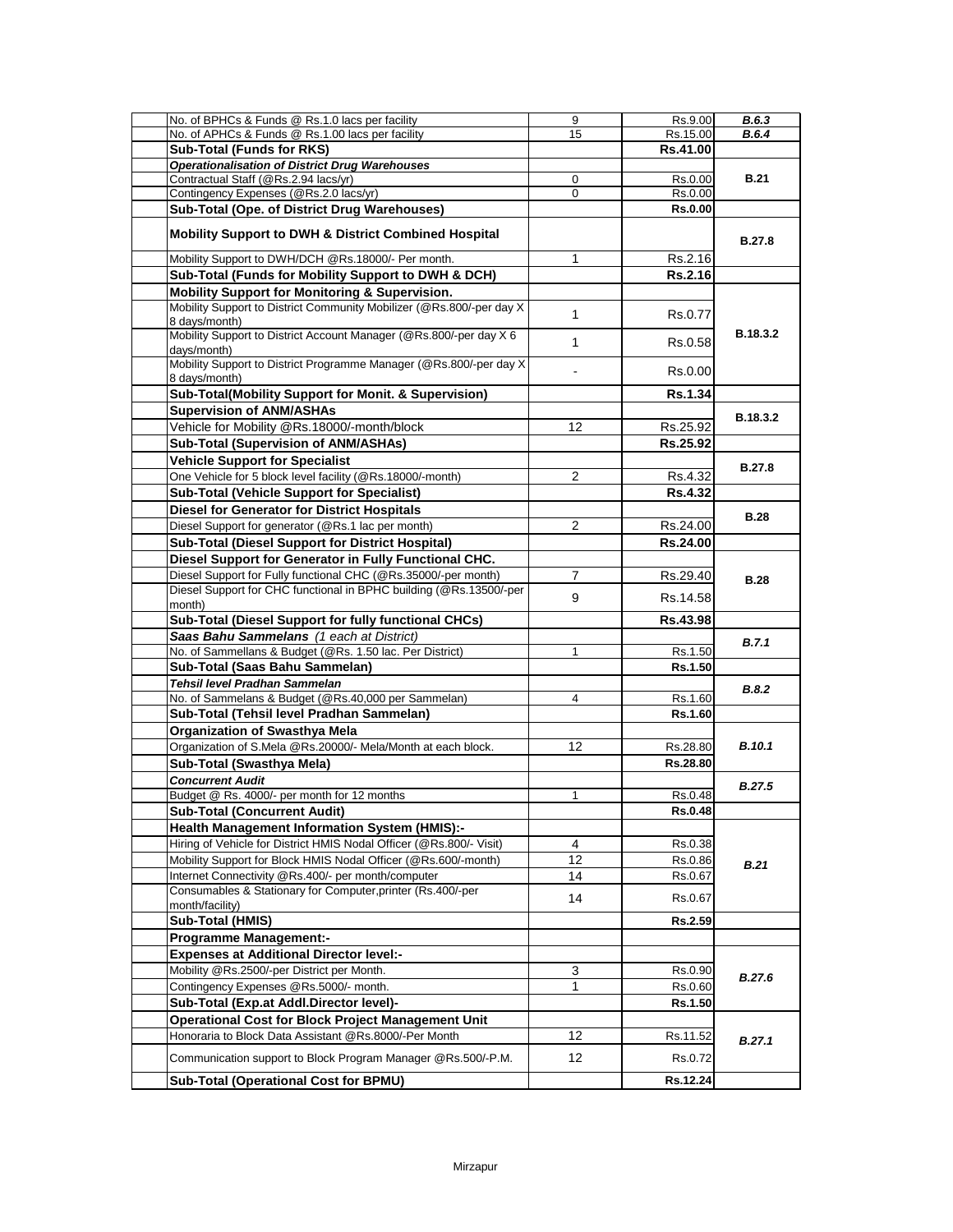| | | | | |
|---|---|---|---|---|
| | No. of BPHCs & Funds @ Rs.1.0 lacs per facility | 9 | Rs.9.00 | ***B.6.3*** |
| | No. of APHCs & Funds @ Rs.1.00 lacs per facility | 15 | Rs.15.00 | ***B.6.4*** |
| | **Sub-Total (Funds for RKS)** | | **Rs.41.00** | |
| | ***Operationalisation of District Drug Warehouses*** | | | |
| | Contractual Staff (@Rs.2.94 lacs/yr) | 0 | Rs.0.00 | **B.21** |
| | Contingency Expenses (@Rs.2.0 lacs/yr) | 0 | Rs.0.00 | |
| | **Sub-Total (Ope. of District Drug Warehouses)** | | **Rs.0.00** | |
| | **Mobility Support to DWH & District Combined Hospital** | | | **B.27.8** |
| | Mobility Support to DWH/DCH @Rs.18000/- Per month. | 1 | Rs.2.16 | |
| | **Sub-Total (Funds for Mobility Support to DWH & DCH)** | | **Rs.2.16** | |
| | **Mobility Support for Monitoring & Supervision.** | | | |
| | Mobility Support to District Community Mobilizer (@Rs.800/-per day X 8 days/month) | 1 | Rs.0.77 | **B.18.3.2** |
| | Mobility Support to District Account Manager (@Rs.800/-per day X 6 days/month) | 1 | Rs.0.58 | |
| | Mobility Support to District Programme Manager (@Rs.800/-per day X 8 days/month) | - | Rs.0.00 | |
| | **Sub-Total(Mobility Support for Monit. & Supervision)** | | **Rs.1.34** | |
| | **Supervision of ANM/ASHAs** | | | **B.18.3.2** |
| | Vehicle for Mobility @Rs.18000/-month/block | 12 | Rs.25.92 | |
| | **Sub-Total (Supervision of ANM/ASHAs)** | | **Rs.25.92** | |
| | **Vehicle Support for Specialist** | | | **B.27.8** |
| | One Vehicle for 5 block level facility (@Rs.18000/-month) | 2 | Rs.4.32 | |
| | **Sub-Total (Vehicle Support for Specialist)** | | **Rs.4.32** | |
| | **Diesel for Generator for District Hospitals** | | | **B.28** |
| | Diesel Support for generator (@Rs.1 lac per month) | 2 | Rs.24.00 | |
| | **Sub-Total (Diesel Support for District Hospital)** | | **Rs.24.00** | |
| | **Diesel Support for Generator in Fully Functional CHC.** | | | |
| | Diesel Support for Fully functional CHC (@Rs.35000/-per month) | 7 | Rs.29.40 | **B.28** |
| | Diesel Support for CHC functional in BPHC building (@Rs.13500/-per month) | 9 | Rs.14.58 | |
| | **Sub-Total (Diesel Support for fully functional CHCs)** | | **Rs.43.98** | |
| | ***Saas Bahu Sammelans** (1 each at District)* | | | ***B.7.1*** |
| | No. of Sammellans & Budget (@Rs. 1.50 lac. Per District) | 1 | Rs.1.50 | |
| | **Sub-Total (Saas Bahu Sammelan)** | | **Rs.1.50** | |
| | ***Tehsil level Pradhan Sammelan*** | | | ***B.8.2*** |
| | No. of Sammelans & Budget (@Rs.40,000 per Sammelan) | 4 | Rs.1.60 | |
| | **Sub-Total (Tehsil level Pradhan Sammelan)** | | **Rs.1.60** | |
| | **Organization of Swasthya Mela** | | | |
| | Organization of S.Mela @Rs.20000/- Mela/Month at each block. | 12 | Rs.28.80 | ***B.10.1*** |
| | **Sub-Total (Swasthya Mela)** | | **Rs.28.80** | |
| | ***Concurrent Audit*** | | | ***B.27.5*** |
| | Budget @ Rs. 4000/- per month for 12 months | 1 | Rs.0.48 | |
| | **Sub-Total (Concurrent Audit)** | | **Rs.0.48** | |
| | **Health Management Information System (HMIS):-** | | | |
| | Hiring of Vehicle for District HMIS Nodal Officer (@Rs.800/- Visit) | 4 | Rs.0.38 | ***B.21*** |
| | Mobility Support for Block HMIS Nodal Officer (@Rs.600/-month) | 12 | Rs.0.86 | |
| | Internet Connectivity @Rs.400/- per month/computer | 14 | Rs.0.67 | |
| | Consumables & Stationary for Computer,printer (Rs.400/-per month/facility) | 14 | Rs.0.67 | |
| | **Sub-Total (HMIS)** | | **Rs.2.59** | |
| | **Programme Management:-** | | | |
| | **Expenses at Additional Director level:-** | | | |
| | Mobility @Rs.2500/-per District per Month. | 3 | Rs.0.90 | ***B.27.6*** |
| | Contingency Expenses @Rs.5000/- month. | 1 | Rs.0.60 | |
| | **Sub-Total (Exp.at Addl.Director level)-** | | **Rs.1.50** | |
| | **Operational Cost for Block Project Management Unit** | | | |
| | Honoraria to Block Data Assistant @Rs.8000/-Per Month | 12 | Rs.11.52 | ***B.27.1*** |
| | Communication support to Block Program Manager @Rs.500/-P.M. | 12 | Rs.0.72 | |
| | **Sub-Total (Operational Cost for BPMU)** | | **Rs.12.24** | |

Mirzapur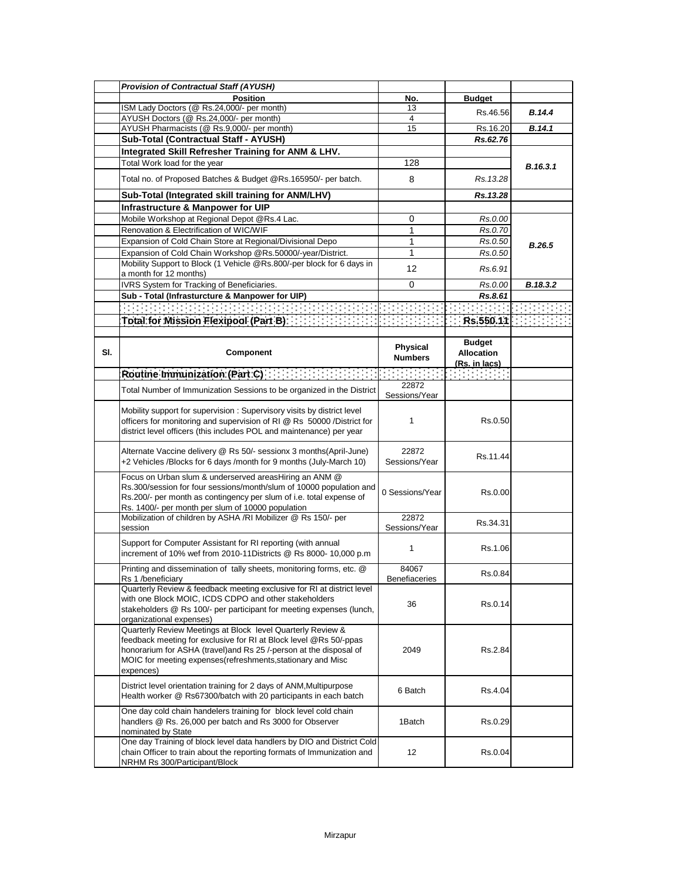| | ***Provision of Contractual Staff (AYUSH)*** | | | |
|---|---|---|---|---|
| | **Position** | **No.** | **Budget** | |
| | ISM Lady Doctors (@ Rs.24,000/- per month) | 13 | Rs.46.56 | ***B.14.4*** |
| | AYUSH Doctors (@ Rs.24,000/- per month) | 4 | | |
| | AYUSH Pharmacists (@ Rs.9,000/- per month) | 15 | Rs.16.20 | ***B.14.1*** |
| | **Sub-Total (Contractual Staff - AYUSH)** | | ***Rs.62.76*** | |
| | **Integrated Skill Refresher Training for ANM & LHV.** | | | |
| | Total Work load for the year | 128 | | ***B.16.3.1*** |
| | Total no. of Proposed Batches & Budget @Rs.165950/- per batch. | 8 | *Rs.13.28* | |
| | **Sub-Total (Integrated skill training for ANM/LHV)** | | ***Rs.13.28*** | |
| | **Infrastructure & Manpower for UIP** | | | |
| | Mobile Workshop at Regional Depot @Rs.4 Lac. | 0 | *Rs.0.00* | ***B.26.5*** |
| | Renovation & Electrification of WIC/WIF | 1 | *Rs.0.70* | |
| | Expansion of Cold Chain Store at Regional/Divisional Depo | 1 | *Rs.0.50* | |
| | Expansion of Cold Chain Workshop @Rs.50000/-year/District. | 1 | *Rs.0.50* | |
| | Mobility Support to Block (1 Vehicle @Rs.800/-per block for 6 days in a month for 12 months) | 12 | *Rs.6.91* | |
| | IVRS System for Tracking of Beneficiaries. | 0 | *Rs.0.00* | ***B.18.3.2*** |
| | **Sub - Total (Infrasturcture & Manpower for UIP)** | | ***Rs.8.61*** | |
| | | | | |
| | **Total for Mission Flexipool (Part B)** | | **Rs.550.11** | |
| | | | | |
| **Sl.** | **Component** | **Physical Numbers** | **Budget Allocation (Rs. in lacs)** | |
| | **Routine Immunization (Part C)** | | | |
| | Total Number of Immunization Sessions to be organized in the District | 22872 Sessions/Year | | |
| | Mobility support for supervision : Supervisory visits by district level officers for monitoring and supervision of RI @ Rs 50000 /District for district level officers (this includes POL and maintenance) per year | 1 | Rs.0.50 | |
| | Alternate Vaccine delivery @ Rs 50/- sessionx 3 months(April-June) +2 Vehicles /Blocks for 6 days /month for 9 months (July-March 10) | 22872 Sessions/Year | Rs.11.44 | |
| | Focus on Urban slum & underserved areasHiring an ANM @ Rs.300/session for four sessions/month/slum of 10000 population and Rs.200/- per month as contingency per slum of i.e. total expense of Rs. 1400/- per month per slum of 10000 population | 0 Sessions/Year | Rs.0.00 | |
| | Mobilization of children by ASHA /RI Mobilizer @ Rs 150/- per session | 22872 Sessions/Year | Rs.34.31 | |
| | Support for Computer Assistant for RI reporting (with annual increment of 10% wef from 2010-11Districts @ Rs 8000- 10,000 p.m | 1 | Rs.1.06 | |
| | Printing and dissemination of tally sheets, monitoring forms, etc. @ Rs 1 /beneficiary | 84067 Benefiaceries | Rs.0.84 | |
| | Quarterly Review & feedback meeting exclusive for RI at district level with one Block MOIC, ICDS CDPO and other stakeholders stakeholders @ Rs 100/- per participant for meeting expenses (lunch, organizational expenses) | 36 | Rs.0.14 | |
| | Quarterly Review Meetings at Block level Quarterly Review & feedback meeting for exclusive for RI at Block level @Rs 50/-ppas honorarium for ASHA (travel)and Rs 25 /-person at the disposal of MOIC for meeting expenses(refreshments,stationary and Misc expences) | 2049 | Rs.2.84 | |
| | District level orientation training for 2 days of ANM,Multipurpose Health worker @ Rs67300/batch with 20 participants in each batch | 6 Batch | Rs.4.04 | |
| | One day cold chain handelers training for block level cold chain handlers @ Rs. 26,000 per batch and Rs 3000 for Observer nominated by State | 1Batch | Rs.0.29 | |
| | One day Training of block level data handlers by DIO and District Cold chain Officer to train about the reporting formats of Immunization and NRHM Rs 300/Participant/Block | 12 | Rs.0.04 | |

Mirzapur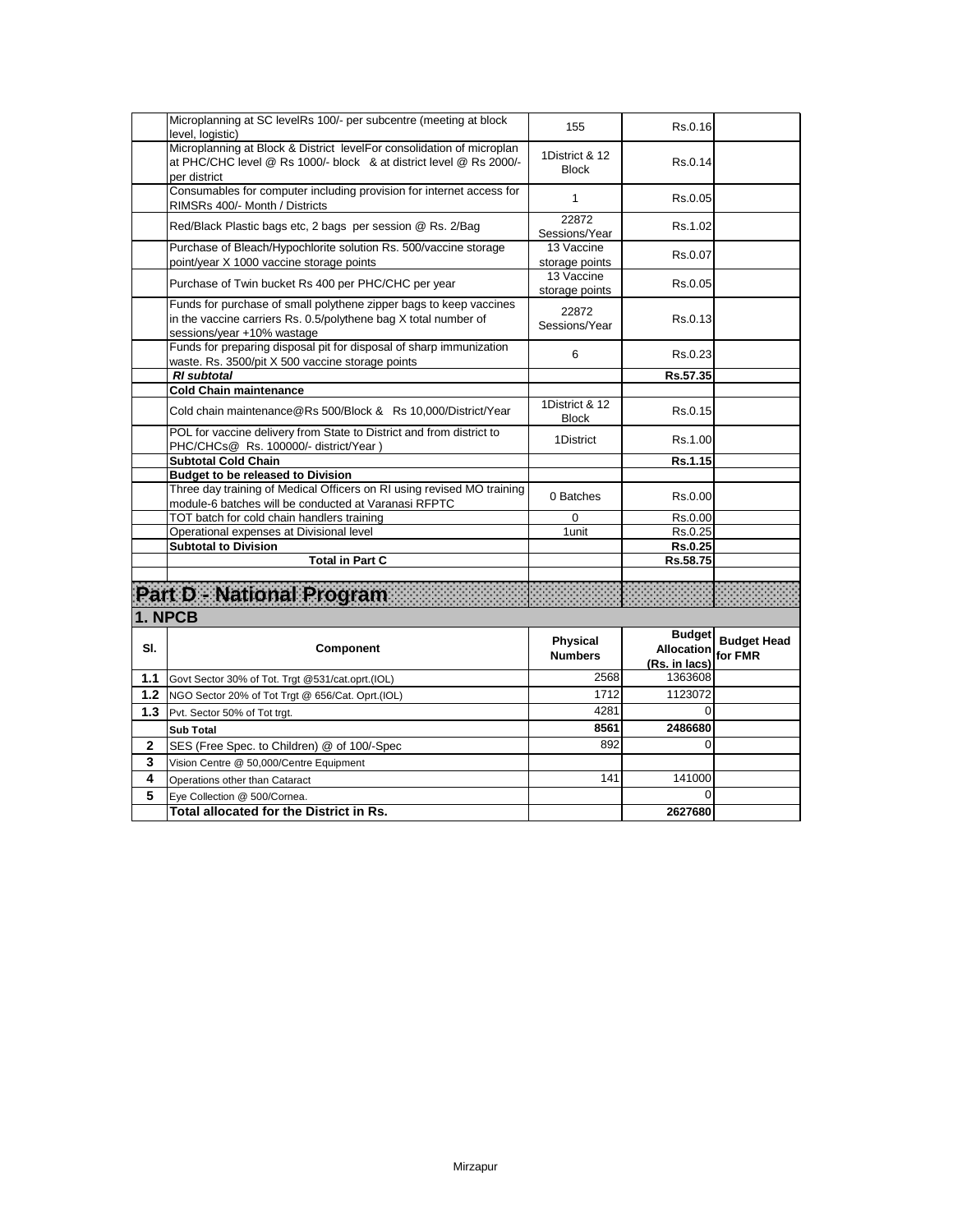| | | | | |
|---|---|---|---|---|
| | Microplanning at SC levelRs 100/- per subcentre (meeting at block level, logistic) | 155 | Rs.0.16 | |
| | Microplanning at Block & District levelFor consolidation of microplan at PHC/CHC level @ Rs 1000/- block & at district level @ Rs 2000/- per district | 1District & 12 Block | Rs.0.14 | |
| | Consumables for computer including provision for internet access for RIMSRs 400/- Month / Districts | 1 | Rs.0.05 | |
| | Red/Black Plastic bags etc, 2 bags per session @ Rs. 2/Bag | 22872 Sessions/Year | Rs.1.02 | |
| | Purchase of Bleach/Hypochlorite solution Rs. 500/vaccine storage point/year X 1000 vaccine storage points | 13 Vaccine storage points | Rs.0.07 | |
| | Purchase of Twin bucket Rs 400 per PHC/CHC per year | 13 Vaccine storage points | Rs.0.05 | |
| | Funds for purchase of small polythene zipper bags to keep vaccines in the vaccine carriers Rs. 0.5/polythene bag X total number of sessions/year +10% wastage | 22872 Sessions/Year | Rs.0.13 | |
| | Funds for preparing disposal pit for disposal of sharp immunization waste. Rs. 3500/pit X 500 vaccine storage points | 6 | Rs.0.23 | |
| | ***RI subtotal*** | | **Rs.57.35** | |
| | **Cold Chain maintenance** | | | |
| | Cold chain maintenance@Rs 500/Block & Rs 10,000/District/Year | 1District & 12 Block | Rs.0.15 | |
| | POL for vaccine delivery from State to District and from district to PHC/CHCs@ Rs. 100000/- district/Year ) | 1District | Rs.1.00 | |
| | **Subtotal Cold Chain** | | **Rs.1.15** | |
| | **Budget to be released to Division** | | | |
| | Three day training of Medical Officers on RI using revised MO training module-6 batches will be conducted at Varanasi RFPTC | 0 Batches | Rs.0.00 | |
| | TOT batch for cold chain handlers training | 0 | Rs.0.00 | |
| | Operational expenses at Divisional level | 1unit | Rs.0.25 | |
| | **Subtotal to Division** | | **Rs.0.25** | |
| | **Total in Part C** | | **Rs.58.75** | |

# Part D - National Program

## 1. NPCB

| Sl. | Component | Physical Numbers | Budget Allocation (Rs. in lacs) | Budget Head for FMR |
|---|---|---|---|---|
| **1.1** | Govt Sector 30% of Tot. Trgt @531/cat.oprt.(IOL) | 2568 | 1363608 | |
| **1.2** | NGO Sector 20% of Tot Trgt @ 656/Cat. Oprt.(IOL) | 1712 | 1123072 | |
| **1.3** | Pvt. Sector 50% of Tot trgt. | 4281 | 0 | |
| | **Sub Total** | **8561** | **2486680** | |
| **2** | SES (Free Spec. to Children) @ of 100/-Spec | 892 | 0 | |
| **3** | Vision Centre @ 50,000/Centre Equipment | | | |
| **4** | Operations other than Cataract | 141 | 141000 | |
| **5** | Eye Collection @ 500/Cornea. | | 0 | |
| | **Total allocated for the District in Rs.** | | **2627680** | |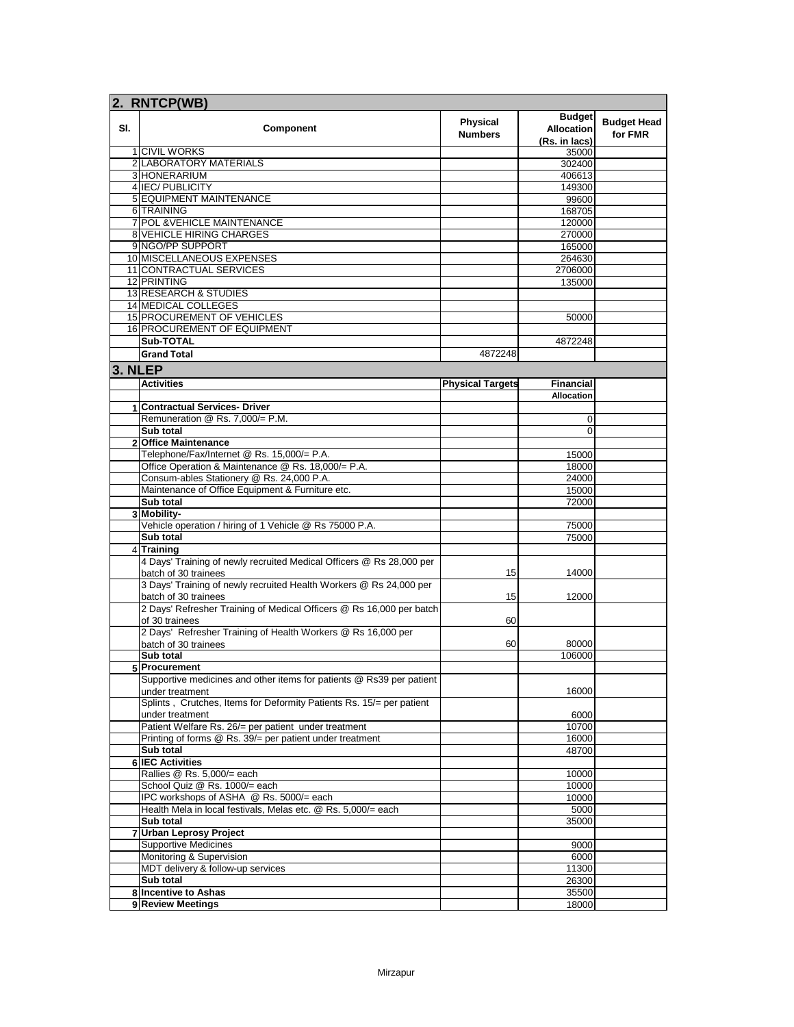## 2. RNTCP(WB)

| Sl. | Component | Physical Numbers | Budget Allocation (Rs. in lacs) | Budget Head for FMR |
|---|---|---|---|---|
| 1 | CIVIL WORKS | | 35000 | |
| 2 | LABORATORY MATERIALS | | 302400 | |
| 3 | HONERARIUM | | 406613 | |
| 4 | IEC/ PUBLICITY | | 149300 | |
| 5 | EQUIPMENT MAINTENANCE | | 99600 | |
| 6 | TRAINING | | 168705 | |
| 7 | POL &VEHICLE MAINTENANCE | | 120000 | |
| 8 | VEHICLE HIRING CHARGES | | 270000 | |
| 9 | NGO/PP SUPPORT | | 165000 | |
| 10 | MISCELLANEOUS EXPENSES | | 264630 | |
| 11 | CONTRACTUAL SERVICES | | 2706000 | |
| 12 | PRINTING | | 135000 | |
| 13 | RESEARCH & STUDIES | | | |
| 14 | MEDICAL COLLEGES | | | |
| 15 | PROCUREMENT OF VEHICLES | | 50000 | |
| 16 | PROCUREMENT OF EQUIPMENT | | | |
| | **Sub-TOTAL** | | 4872248 | |
| | **Grand Total** | 4872248 | | |

## 3. NLEP

| | Activities | Physical Targets | Financial Allocation | |
|---|---|---|---|---|
| 1 | **Contractual Services- Driver** | | | |
| | Remuneration @ Rs. 7,000/= P.M. | | 0 | |
| | **Sub total** | | 0 | |
| 2 | **Office Maintenance** | | | |
| | Telephone/Fax/Internet @ Rs. 15,000/= P.A. | | 15000 | |
| | Office Operation & Maintenance @ Rs. 18,000/= P.A. | | 18000 | |
| | Consum-ables Stationery @ Rs. 24,000 P.A. | | 24000 | |
| | Maintenance of Office Equipment & Furniture etc. | | 15000 | |
| | **Sub total** | | 72000 | |
| 3 | **Mobility-** | | | |
| | Vehicle operation / hiring of 1 Vehicle @ Rs 75000 P.A. | | 75000 | |
| | **Sub total** | | 75000 | |
| 4 | **Training** | | | |
| | 4 Days' Training of newly recruited Medical Officers @ Rs 28,000 per batch of 30 trainees | 15 | 14000 | |
| | 3 Days' Training of newly recruited Health Workers @ Rs 24,000 per batch of 30 trainees | 15 | 12000 | |
| | 2 Days' Refresher Training of Medical Officers @ Rs 16,000 per batch of 30 trainees | 60 | | |
| | 2 Days' Refresher Training of Health Workers @ Rs 16,000 per batch of 30 trainees | 60 | 80000 | |
| | **Sub total** | | 106000 | |
| 5 | **Procurement** | | | |
| | Supportive medicines and other items for patients @ Rs39 per patient under treatment | | 16000 | |
| | Splints , Crutches, Items for Deformity Patients Rs. 15/= per patient under treatment | | 6000 | |
| | Patient Welfare Rs. 26/= per patient under treatment | | 10700 | |
| | Printing of forms @ Rs. 39/= per patient under treatment | | 16000 | |
| | **Sub total** | | 48700 | |
| 6 | **IEC Activities** | | | |
| | Rallies @ Rs. 5,000/= each | | 10000 | |
| | School Quiz @ Rs. 1000/= each | | 10000 | |
| | IPC workshops of ASHA @ Rs. 5000/= each | | 10000 | |
| | Health Mela in local festivals, Melas etc. @ Rs. 5,000/= each | | 5000 | |
| | **Sub total** | | 35000 | |
| 7 | **Urban Leprosy Project** | | | |
| | Supportive Medicines | | 9000 | |
| | Monitoring & Supervision | | 6000 | |
| | MDT delivery & follow-up services | | 11300 | |
| | **Sub total** | | 26300 | |
| 8 | **Incentive to Ashas** | | 35500 | |
| 9 | **Review Meetings** | | 18000 | |

Mirzapur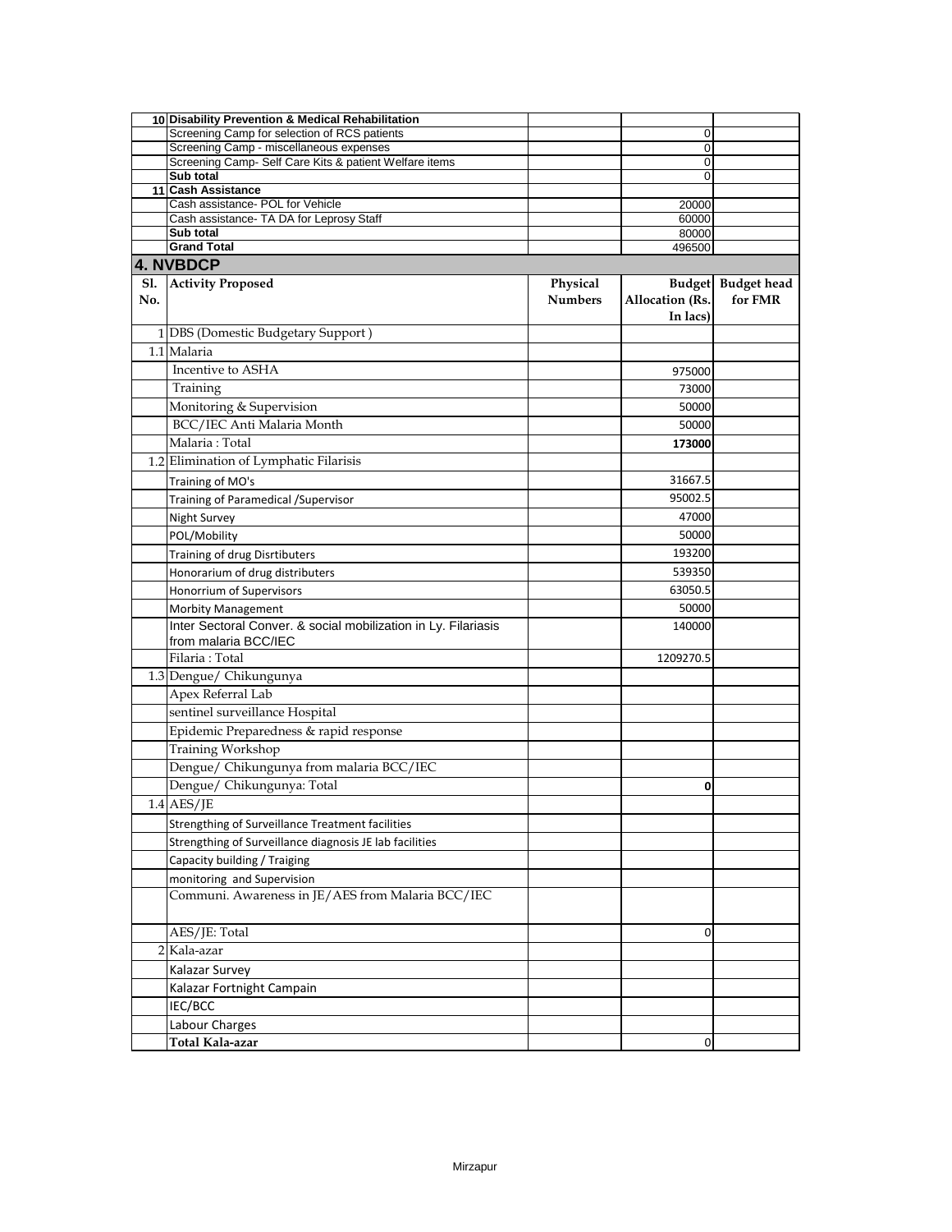| | | | | |
|---|---|---|---|---|
| 10 | **Disability Prevention & Medical Rehabilitation** | | | |
| | Screening Camp for selection of RCS patients | | 0 | |
| | Screening Camp - miscellaneous expenses | | 0 | |
| | Screening Camp- Self Care Kits & patient Welfare items | | 0 | |
| | **Sub total** | | 0 | |
| 11 | **Cash Assistance** | | | |
| | Cash assistance- POL for Vehicle | | 20000 | |
| | Cash assistance- TA DA for Leprosy Staff | | 60000 | |
| | **Sub total** | | 80000 | |
| | **Grand Total** | | 496500 | |

## 4. NVBDCP

| Sl. No. | Activity Proposed | Physical Numbers | Budget Allocation (Rs. In lacs) | Budget head for FMR |
|---|---|---|---|---|
| 1 | DBS (Domestic Budgetary Support ) | | | |
| 1.1 | Malaria | | | |
| | Incentive to ASHA | | 975000 | |
| | Training | | 73000 | |
| | Monitoring & Supervision | | 50000 | |
| | BCC/IEC Anti Malaria Month | | 50000 | |
| | Malaria : Total | | **173000** | |
| 1.2 | Elimination of Lymphatic Filarisis | | | |
| | Training of MO's | | 31667.5 | |
| | Training of Paramedical /Supervisor | | 95002.5 | |
| | Night Survey | | 47000 | |
| | POL/Mobility | | 50000 | |
| | Training of drug Disrtibuters | | 193200 | |
| | Honorarium of drug distributers | | 539350 | |
| | Honorrium of Supervisors | | 63050.5 | |
| | Morbity Management | | 50000 | |
| | Inter Sectoral Conver. & social mobilization in Ly. Filariasis from malaria BCC/IEC | | 140000 | |
| | Filaria : Total | | 1209270.5 | |
| 1.3 | Dengue/ Chikungunya | | | |
| | Apex Referral Lab | | | |
| | sentinel surveillance Hospital | | | |
| | Epidemic Preparedness & rapid response | | | |
| | Training Workshop | | | |
| | Dengue/ Chikungunya from malaria BCC/IEC | | | |
| | Dengue/ Chikungunya: Total | | **0** | |
| 1.4 | AES/JE | | | |
| | Strengthing of Surveillance Treatment facilities | | | |
| | Strengthing of Surveillance diagnosis JE lab facilities | | | |
| | Capacity building / Traiging | | | |
| | monitoring and Supervision | | | |
| | Communi. Awareness in JE/AES from Malaria BCC/IEC | | | |
| | AES/JE: Total | | 0 | |
| 2 | Kala-azar | | | |
| | Kalazar Survey | | | |
| | Kalazar Fortnight Campain | | | |
| | IEC/BCC | | | |
| | Labour Charges | | | |
| | **Total Kala-azar** | | 0 | |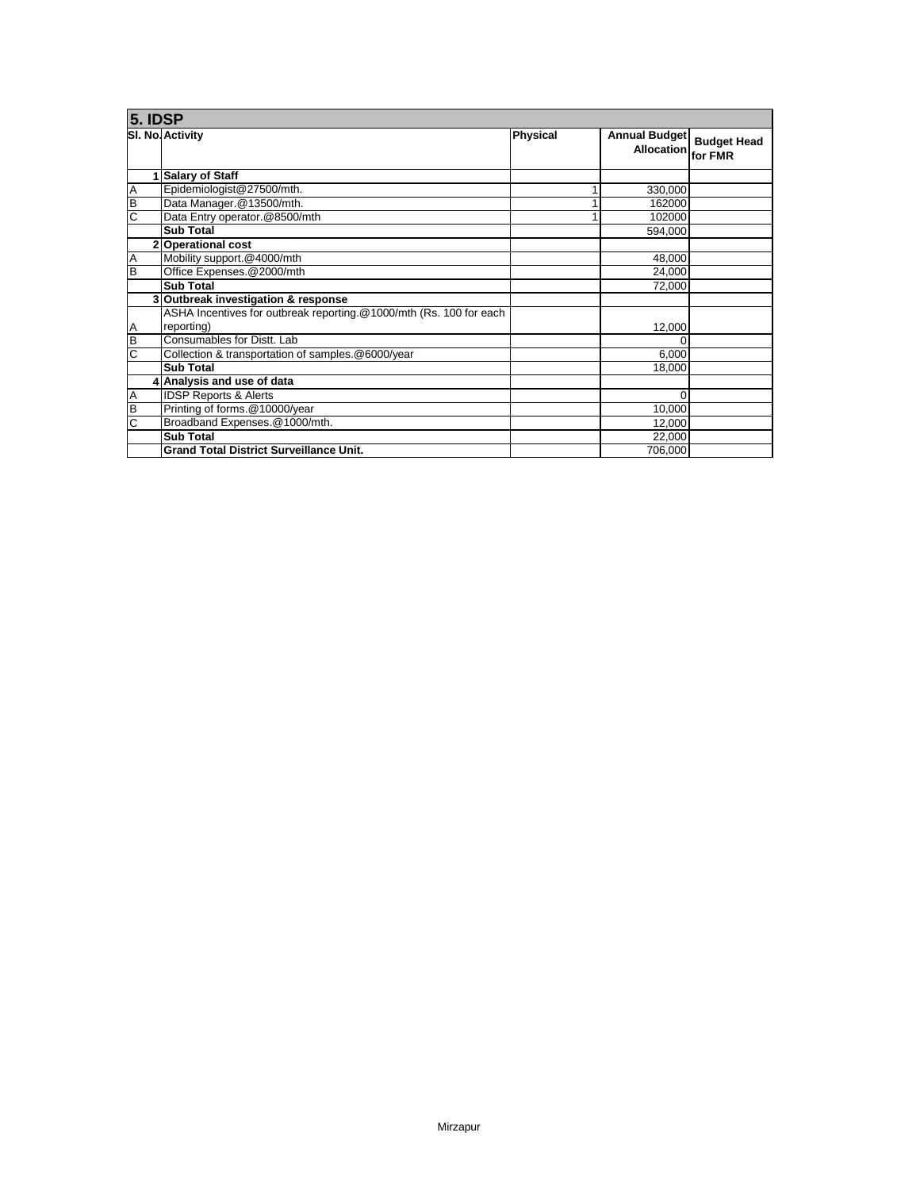| 5. IDSP | | | | |
|---|---|---|---|---|
| **Sl. No.** | **Activity** | **Physical** | **Annual Budget Allocation** | **Budget Head for FMR** |
| **1** | **Salary of Staff** | | | |
| A | Epidemiologist@27500/mth. | 1 | 330,000 | |
| B | Data Manager.@13500/mth. | 1 | 162000 | |
| C | Data Entry operator.@8500/mth | 1 | 102000 | |
| | **Sub Total** | | 594,000 | |
| **2** | **Operational cost** | | | |
| A | Mobility support.@4000/mth | | 48,000 | |
| B | Office Expenses.@2000/mth | | 24,000 | |
| | **Sub Total** | | 72,000 | |
| **3** | **Outbreak investigation & response** | | | |
| A | ASHA Incentives for outbreak reporting.@1000/mth (Rs. 100 for each reporting) | | 12,000 | |
| B | Consumables for Distt. Lab | | 0 | |
| C | Collection & transportation of samples.@6000/year | | 6,000 | |
| | **Sub Total** | | 18,000 | |
| **4** | **Analysis and use of data** | | | |
| A | IDSP Reports & Alerts | | 0 | |
| B | Printing of forms.@10000/year | | 10,000 | |
| C | Broadband Expenses.@1000/mth. | | 12,000 | |
| | **Sub Total** | | 22,000 | |
| | **Grand Total District Surveillance Unit.** | | 706,000 | |